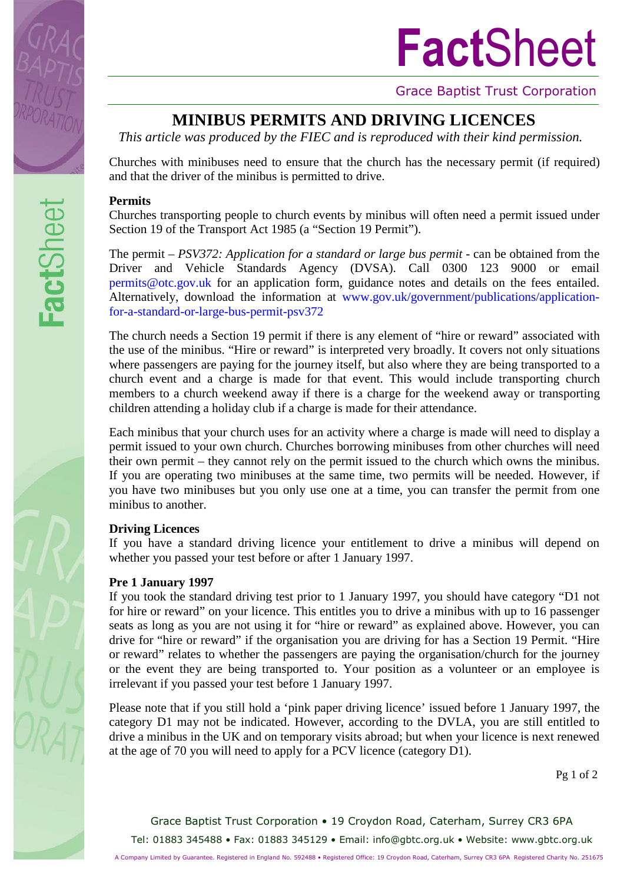# MINIBUS PERMITS AND DRIVING LICENCES

*This article was produced by the FIEC and is reproduced with their kind permission.*

Churches with minibuses need to ensure that the church has the necessary permit (if required) and that the driver of the minibus is permitted to drive.

**Permits**

Churches transporting people to church events by minibus will often need a permit issued under Section 19 of the Transport Act 1985 (a "Section 19 Permit").

The permit – *PSV372: Application for a standard or large bus permit* - can be obtained from the Driver and Vehicle Standards Agency (DVSA). Call 0300 123 9000 or email permits@otc.gov.uk for an application form, guidance notes and details on the fees entailed. Alternatively, download the information at www.gov.uk/government/publications/application-for-a-standard-or-large-bus-permit-psv372

The church needs a Section 19 permit if there is any element of "hire or reward" associated with the use of the minibus. "Hire or reward" is interpreted very broadly. It covers not only situations where passengers are paying for the journey itself, but also where they are being transported to a church event and a charge is made for that event. This would include transporting church members to a church weekend away if there is a charge for the weekend away or transporting children attending a holiday club if a charge is made for their attendance.

Each minibus that your church uses for an activity where a charge is made will need to display a permit issued to your own church. Churches borrowing minibuses from other churches will need their own permit – they cannot rely on the permit issued to the church which owns the minibus. If you are operating two minibuses at the same time, two permits will be needed. However, if you have two minibuses but you only use one at a time, you can transfer the permit from one minibus to another.

**Driving Licences**

If you have a standard driving licence your entitlement to drive a minibus will depend on whether you passed your test before or after 1 January 1997.

**Pre 1 January 1997**

If you took the standard driving test prior to 1 January 1997, you should have category "D1 not for hire or reward" on your licence. This entitles you to drive a minibus with up to 16 passenger seats as long as you are not using it for "hire or reward" as explained above. However, you can drive for "hire or reward" if the organisation you are driving for has a Section 19 Permit. "Hire or reward" relates to whether the passengers are paying the organisation/church for the journey or the event they are being transported to. Your position as a volunteer or an employee is irrelevant if you passed your test before 1 January 1997.

Please note that if you still hold a 'pink paper driving licence' issued before 1 January 1997, the category D1 may not be indicated. However, according to the DVLA, you are still entitled to drive a minibus in the UK and on temporary visits abroad; but when your licence is next renewed at the age of 70 you will need to apply for a PCV licence (category D1).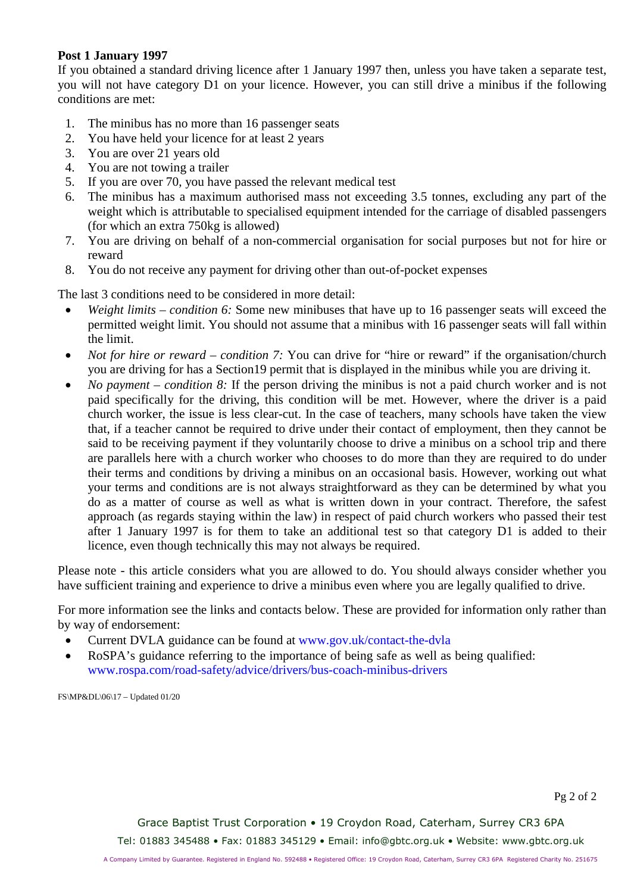**Post 1 January 1997**

If you obtained a standard driving licence after 1 January 1997 then, unless you have taken a separate test, you will not have category D1 on your licence. However, you can still drive a minibus if the following conditions are met:

1. The minibus has no more than 16 passenger seats
2. You have held your licence for at least 2 years
3. You are over 21 years old
4. You are not towing a trailer
5. If you are over 70, you have passed the relevant medical test
6. The minibus has a maximum authorised mass not exceeding 3.5 tonnes, excluding any part of the weight which is attributable to specialised equipment intended for the carriage of disabled passengers (for which an extra 750kg is allowed)
7. You are driving on behalf of a non-commercial organisation for social purposes but not for hire or reward
8. You do not receive any payment for driving other than out-of-pocket expenses

The last 3 conditions need to be considered in more detail:

- *Weight limits – condition 6:* Some new minibuses that have up to 16 passenger seats will exceed the permitted weight limit. You should not assume that a minibus with 16 passenger seats will fall within the limit.
- *Not for hire or reward – condition 7:* You can drive for "hire or reward" if the organisation/church you are driving for has a Section19 permit that is displayed in the minibus while you are driving it.
- *No payment – condition 8:* If the person driving the minibus is not a paid church worker and is not paid specifically for the driving, this condition will be met. However, where the driver is a paid church worker, the issue is less clear-cut. In the case of teachers, many schools have taken the view that, if a teacher cannot be required to drive under their contact of employment, then they cannot be said to be receiving payment if they voluntarily choose to drive a minibus on a school trip and there are parallels here with a church worker who chooses to do more than they are required to do under their terms and conditions by driving a minibus on an occasional basis. However, working out what your terms and conditions are is not always straightforward as they can be determined by what you do as a matter of course as well as what is written down in your contract. Therefore, the safest approach (as regards staying within the law) in respect of paid church workers who passed their test after 1 January 1997 is for them to take an additional test so that category D1 is added to their licence, even though technically this may not always be required.

Please note - this article considers what you are allowed to do. You should always consider whether you have sufficient training and experience to drive a minibus even where you are legally qualified to drive.

For more information see the links and contacts below. These are provided for information only rather than by way of endorsement:

- Current DVLA guidance can be found at www.gov.uk/contact-the-dvla
- RoSPA's guidance referring to the importance of being safe as well as being qualified: www.rospa.com/road-safety/advice/drivers/bus-coach-minibus-drivers

FS\MP&DL\06\17 – Updated 01/20

Grace Baptist Trust Corporation • 19 Croydon Road, Caterham, Surrey CR3 6PA

Tel: 01883 345488 • Fax: 01883 345129 • Email: info@gbtc.org.uk • Website: www.gbtc.org.uk

A Company Limited by Guarantee. Registered in England No. 592488 • Registered Office: 19 Croydon Road, Caterham, Surrey CR3 6PA Registered Charity No. 251675